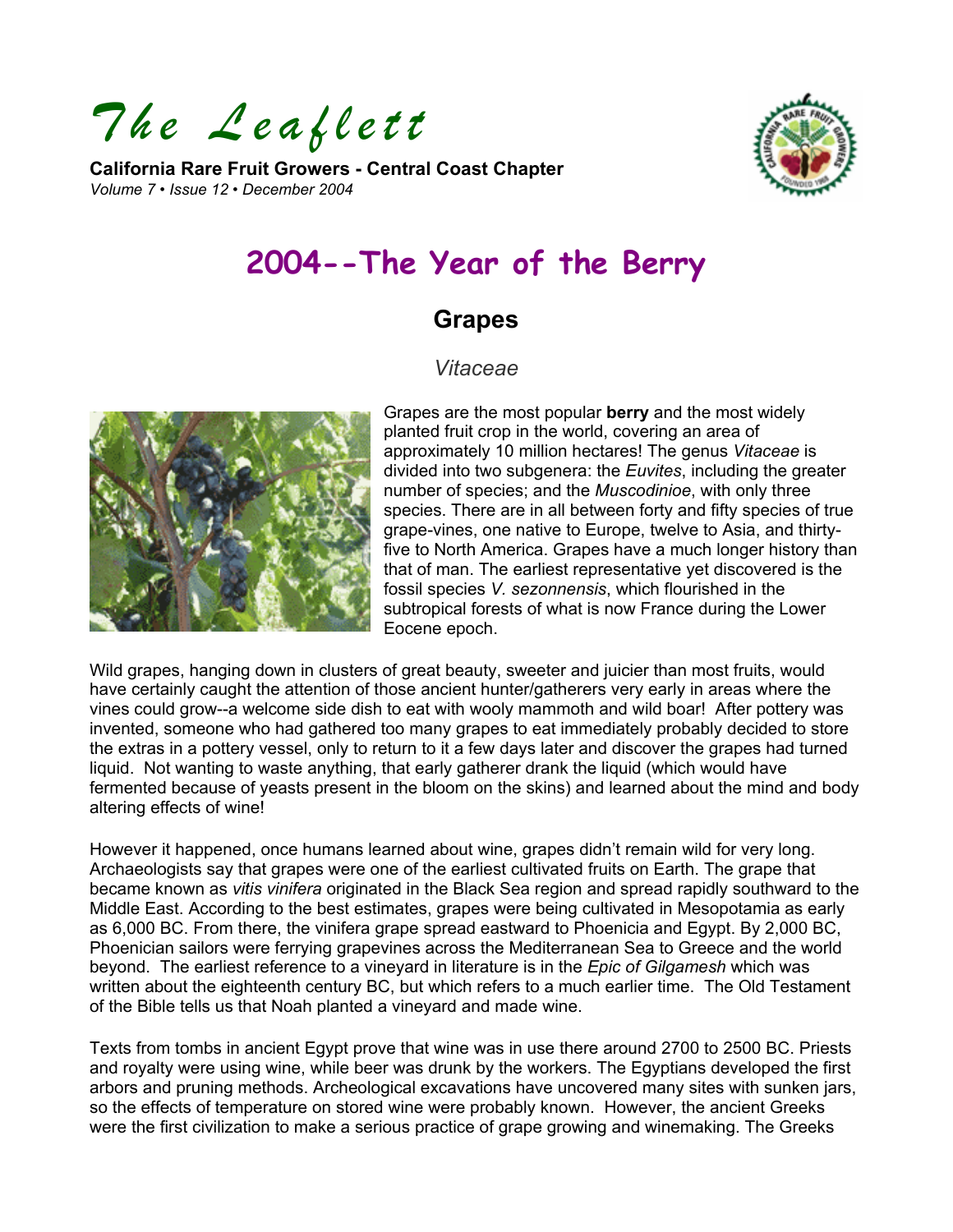# The Leaflett

**California Rare Fruit Growers - Central Coast Chapter**
*Volume 7 • Issue 12 • December 2004*

# 2004--The Year of the Berry

## Grapes

### *Vitaceae*

Grapes are the most popular **berry** and the most widely planted fruit crop in the world, covering an area of approximately 10 million hectares! The genus *Vitaceae* is divided into two subgenera: the *Euvites*, including the greater number of species; and the *Muscodinioe*, with only three species. There are in all between forty and fifty species of true grape-vines, one native to Europe, twelve to Asia, and thirty-five to North America. Grapes have a much longer history than that of man. The earliest representative yet discovered is the fossil species *V. sezonnensis*, which flourished in the subtropical forests of what is now France during the Lower Eocene epoch.

Wild grapes, hanging down in clusters of great beauty, sweeter and juicier than most fruits, would have certainly caught the attention of those ancient hunter/gatherers very early in areas where the vines could grow--a welcome side dish to eat with wooly mammoth and wild boar! After pottery was invented, someone who had gathered too many grapes to eat immediately probably decided to store the extras in a pottery vessel, only to return to it a few days later and discover the grapes had turned liquid. Not wanting to waste anything, that early gatherer drank the liquid (which would have fermented because of yeasts present in the bloom on the skins) and learned about the mind and body altering effects of wine!

However it happened, once humans learned about wine, grapes didn't remain wild for very long. Archaeologists say that grapes were one of the earliest cultivated fruits on Earth. The grape that became known as *vitis vinifera* originated in the Black Sea region and spread rapidly southward to the Middle East. According to the best estimates, grapes were being cultivated in Mesopotamia as early as 6,000 BC. From there, the vinifera grape spread eastward to Phoenicia and Egypt. By 2,000 BC, Phoenician sailors were ferrying grapevines across the Mediterranean Sea to Greece and the world beyond. The earliest reference to a vineyard in literature is in the *Epic of Gilgamesh* which was written about the eighteenth century BC, but which refers to a much earlier time. The Old Testament of the Bible tells us that Noah planted a vineyard and made wine.

Texts from tombs in ancient Egypt prove that wine was in use there around 2700 to 2500 BC. Priests and royalty were using wine, while beer was drunk by the workers. The Egyptians developed the first arbors and pruning methods. Archeological excavations have uncovered many sites with sunken jars, so the effects of temperature on stored wine were probably known. However, the ancient Greeks were the first civilization to make a serious practice of grape growing and winemaking. The Greeks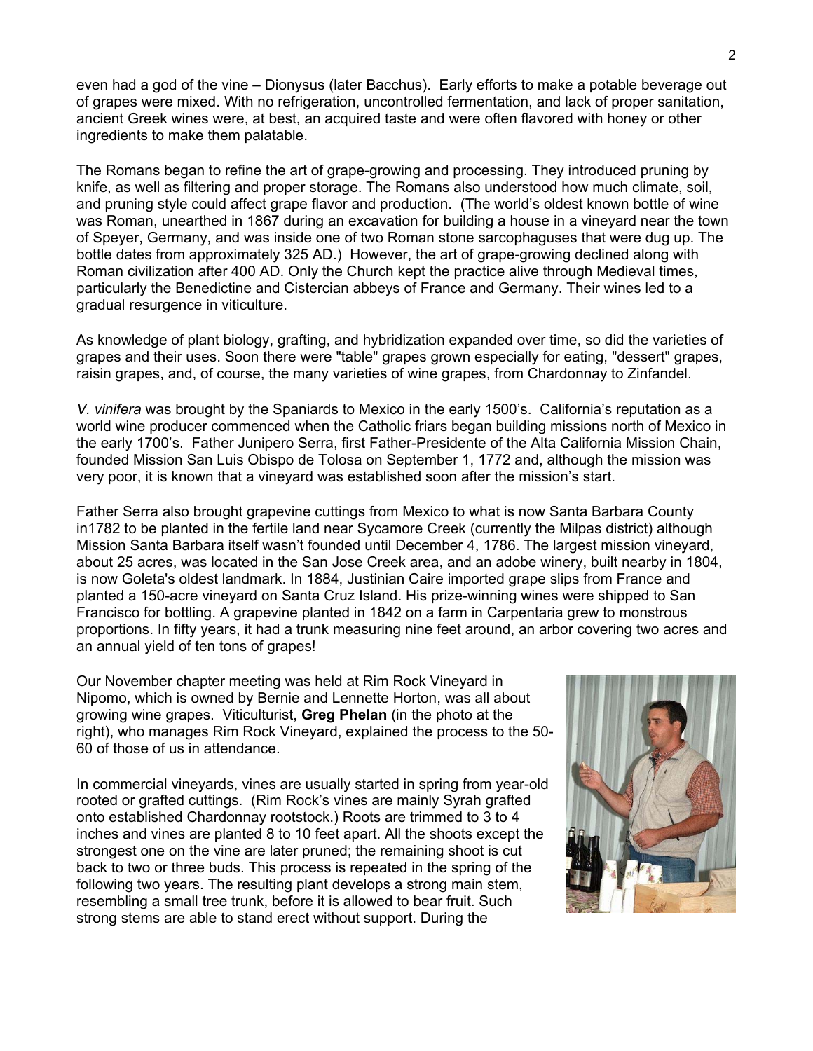even had a god of the vine – Dionysus (later Bacchus). Early efforts to make a potable beverage out of grapes were mixed. With no refrigeration, uncontrolled fermentation, and lack of proper sanitation, ancient Greek wines were, at best, an acquired taste and were often flavored with honey or other ingredients to make them palatable.

The Romans began to refine the art of grape-growing and processing. They introduced pruning by knife, as well as filtering and proper storage. The Romans also understood how much climate, soil, and pruning style could affect grape flavor and production. (The world's oldest known bottle of wine was Roman, unearthed in 1867 during an excavation for building a house in a vineyard near the town of Speyer, Germany, and was inside one of two Roman stone sarcophaguses that were dug up. The bottle dates from approximately 325 AD.) However, the art of grape-growing declined along with Roman civilization after 400 AD. Only the Church kept the practice alive through Medieval times, particularly the Benedictine and Cistercian abbeys of France and Germany. Their wines led to a gradual resurgence in viticulture.

As knowledge of plant biology, grafting, and hybridization expanded over time, so did the varieties of grapes and their uses. Soon there were "table" grapes grown especially for eating, "dessert" grapes, raisin grapes, and, of course, the many varieties of wine grapes, from Chardonnay to Zinfandel.

*V. vinifera* was brought by the Spaniards to Mexico in the early 1500's. California's reputation as a world wine producer commenced when the Catholic friars began building missions north of Mexico in the early 1700's. Father Junipero Serra, first Father-Presidente of the Alta California Mission Chain, founded Mission San Luis Obispo de Tolosa on September 1, 1772 and, although the mission was very poor, it is known that a vineyard was established soon after the mission's start.

Father Serra also brought grapevine cuttings from Mexico to what is now Santa Barbara County in1782 to be planted in the fertile land near Sycamore Creek (currently the Milpas district) although Mission Santa Barbara itself wasn't founded until December 4, 1786. The largest mission vineyard, about 25 acres, was located in the San Jose Creek area, and an adobe winery, built nearby in 1804, is now Goleta's oldest landmark. In 1884, Justinian Caire imported grape slips from France and planted a 150-acre vineyard on Santa Cruz Island. His prize-winning wines were shipped to San Francisco for bottling. A grapevine planted in 1842 on a farm in Carpentaria grew to monstrous proportions. In fifty years, it had a trunk measuring nine feet around, an arbor covering two acres and an annual yield of ten tons of grapes!

Our November chapter meeting was held at Rim Rock Vineyard in Nipomo, which is owned by Bernie and Lennette Horton, was all about growing wine grapes. Viticulturist, **Greg Phelan** (in the photo at the right), who manages Rim Rock Vineyard, explained the process to the 50-60 of those of us in attendance.

In commercial vineyards, vines are usually started in spring from year-old rooted or grafted cuttings. (Rim Rock's vines are mainly Syrah grafted onto established Chardonnay rootstock.) Roots are trimmed to 3 to 4 inches and vines are planted 8 to 10 feet apart. All the shoots except the strongest one on the vine are later pruned; the remaining shoot is cut back to two or three buds. This process is repeated in the spring of the following two years. The resulting plant develops a strong main stem, resembling a small tree trunk, before it is allowed to bear fruit. Such strong stems are able to stand erect without support. During the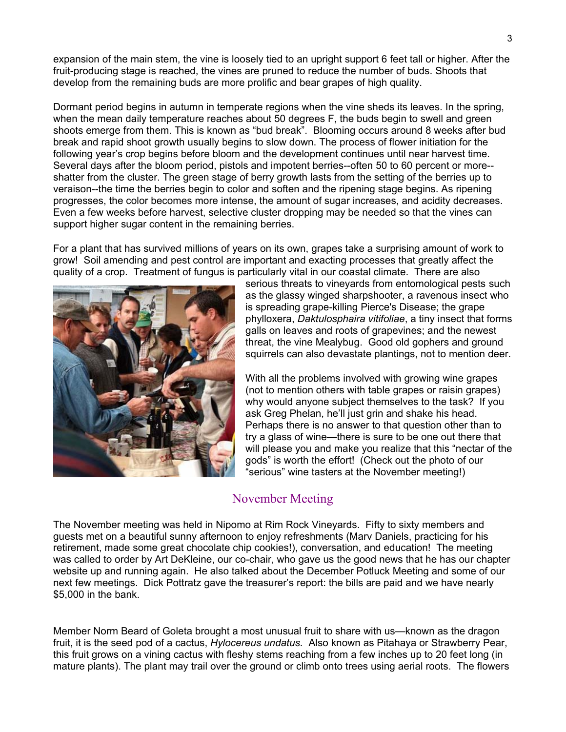expansion of the main stem, the vine is loosely tied to an upright support 6 feet tall or higher. After the fruit-producing stage is reached, the vines are pruned to reduce the number of buds. Shoots that develop from the remaining buds are more prolific and bear grapes of high quality.

Dormant period begins in autumn in temperate regions when the vine sheds its leaves. In the spring, when the mean daily temperature reaches about 50 degrees F, the buds begin to swell and green shoots emerge from them. This is known as “bud break”. Blooming occurs around 8 weeks after bud break and rapid shoot growth usually begins to slow down. The process of flower initiation for the following year’s crop begins before bloom and the development continues until near harvest time. Several days after the bloom period, pistols and impotent berries--often 50 to 60 percent or more--shatter from the cluster. The green stage of berry growth lasts from the setting of the berries up to veraison--the time the berries begin to color and soften and the ripening stage begins. As ripening progresses, the color becomes more intense, the amount of sugar increases, and acidity decreases. Even a few weeks before harvest, selective cluster dropping may be needed so that the vines can support higher sugar content in the remaining berries.

For a plant that has survived millions of years on its own, grapes take a surprising amount of work to grow! Soil amending and pest control are important and exacting processes that greatly affect the quality of a crop. Treatment of fungus is particularly vital in our coastal climate. There are also serious threats to vineyards from entomological pests such as the glassy winged sharpshooter, a ravenous insect who is spreading grape-killing Pierce's Disease; the grape phylloxera, *Daktulosphaira vitifoliae*, a tiny insect that forms galls on leaves and roots of grapevines; and the newest threat, the vine Mealybug. Good old gophers and ground squirrels can also devastate plantings, not to mention deer.

With all the problems involved with growing wine grapes (not to mention others with table grapes or raisin grapes) why would anyone subject themselves to the task? If you ask Greg Phelan, he’ll just grin and shake his head. Perhaps there is no answer to that question other than to try a glass of wine—there is sure to be one out there that will please you and make you realize that this “nectar of the gods” is worth the effort! (Check out the photo of our “serious” wine tasters at the November meeting!)

## November Meeting

The November meeting was held in Nipomo at Rim Rock Vineyards. Fifty to sixty members and guests met on a beautiful sunny afternoon to enjoy refreshments (Marv Daniels, practicing for his retirement, made some great chocolate chip cookies!), conversation, and education! The meeting was called to order by Art DeKleine, our co-chair, who gave us the good news that he has our chapter website up and running again. He also talked about the December Potluck Meeting and some of our next few meetings. Dick Pottratz gave the treasurer’s report: the bills are paid and we have nearly $5,000 in the bank.

Member Norm Beard of Goleta brought a most unusual fruit to share with us—known as the dragon fruit, it is the seed pod of a cactus, *Hylocereus undatus.* Also known as Pitahaya or Strawberry Pear, this fruit grows on a vining cactus with fleshy stems reaching from a few inches up to 20 feet long (in mature plants). The plant may trail over the ground or climb onto trees using aerial roots. The flowers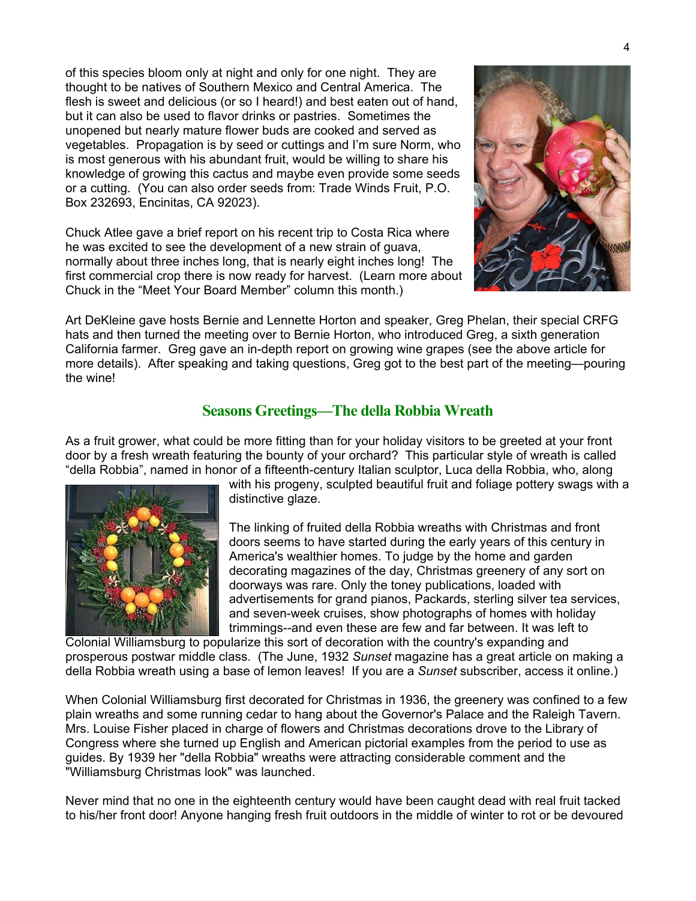of this species bloom only at night and only for one night. They are thought to be natives of Southern Mexico and Central America. The flesh is sweet and delicious (or so I heard!) and best eaten out of hand, but it can also be used to flavor drinks or pastries. Sometimes the unopened but nearly mature flower buds are cooked and served as vegetables. Propagation is by seed or cuttings and I'm sure Norm, who is most generous with his abundant fruit, would be willing to share his knowledge of growing this cactus and maybe even provide some seeds or a cutting. (You can also order seeds from: Trade Winds Fruit, P.O. Box 232693, Encinitas, CA 92023).

Chuck Atlee gave a brief report on his recent trip to Costa Rica where he was excited to see the development of a new strain of guava, normally about three inches long, that is nearly eight inches long! The first commercial crop there is now ready for harvest. (Learn more about Chuck in the "Meet Your Board Member" column this month.)

Art DeKleine gave hosts Bernie and Lennette Horton and speaker, Greg Phelan, their special CRFG hats and then turned the meeting over to Bernie Horton, who introduced Greg, a sixth generation California farmer. Greg gave an in-depth report on growing wine grapes (see the above article for more details). After speaking and taking questions, Greg got to the best part of the meeting—pouring the wine!

## Seasons Greetings—The della Robbia Wreath

As a fruit grower, what could be more fitting than for your holiday visitors to be greeted at your front door by a fresh wreath featuring the bounty of your orchard? This particular style of wreath is called "della Robbia", named in honor of a fifteenth-century Italian sculptor, Luca della Robbia, who, along with his progeny, sculpted beautiful fruit and foliage pottery swags with a distinctive glaze.

The linking of fruited della Robbia wreaths with Christmas and front doors seems to have started during the early years of this century in America's wealthier homes. To judge by the home and garden decorating magazines of the day, Christmas greenery of any sort on doorways was rare. Only the toney publications, loaded with advertisements for grand pianos, Packards, sterling silver tea services, and seven-week cruises, show photographs of homes with holiday trimmings--and even these are few and far between. It was left to Colonial Williamsburg to popularize this sort of decoration with the country's expanding and prosperous postwar middle class. (The June, 1932 *Sunset* magazine has a great article on making a della Robbia wreath using a base of lemon leaves! If you are a *Sunset* subscriber, access it online.)

When Colonial Williamsburg first decorated for Christmas in 1936, the greenery was confined to a few plain wreaths and some running cedar to hang about the Governor's Palace and the Raleigh Tavern. Mrs. Louise Fisher placed in charge of flowers and Christmas decorations drove to the Library of Congress where she turned up English and American pictorial examples from the period to use as guides. By 1939 her "della Robbia" wreaths were attracting considerable comment and the "Williamsburg Christmas look" was launched.

Never mind that no one in the eighteenth century would have been caught dead with real fruit tacked to his/her front door! Anyone hanging fresh fruit outdoors in the middle of winter to rot or be devoured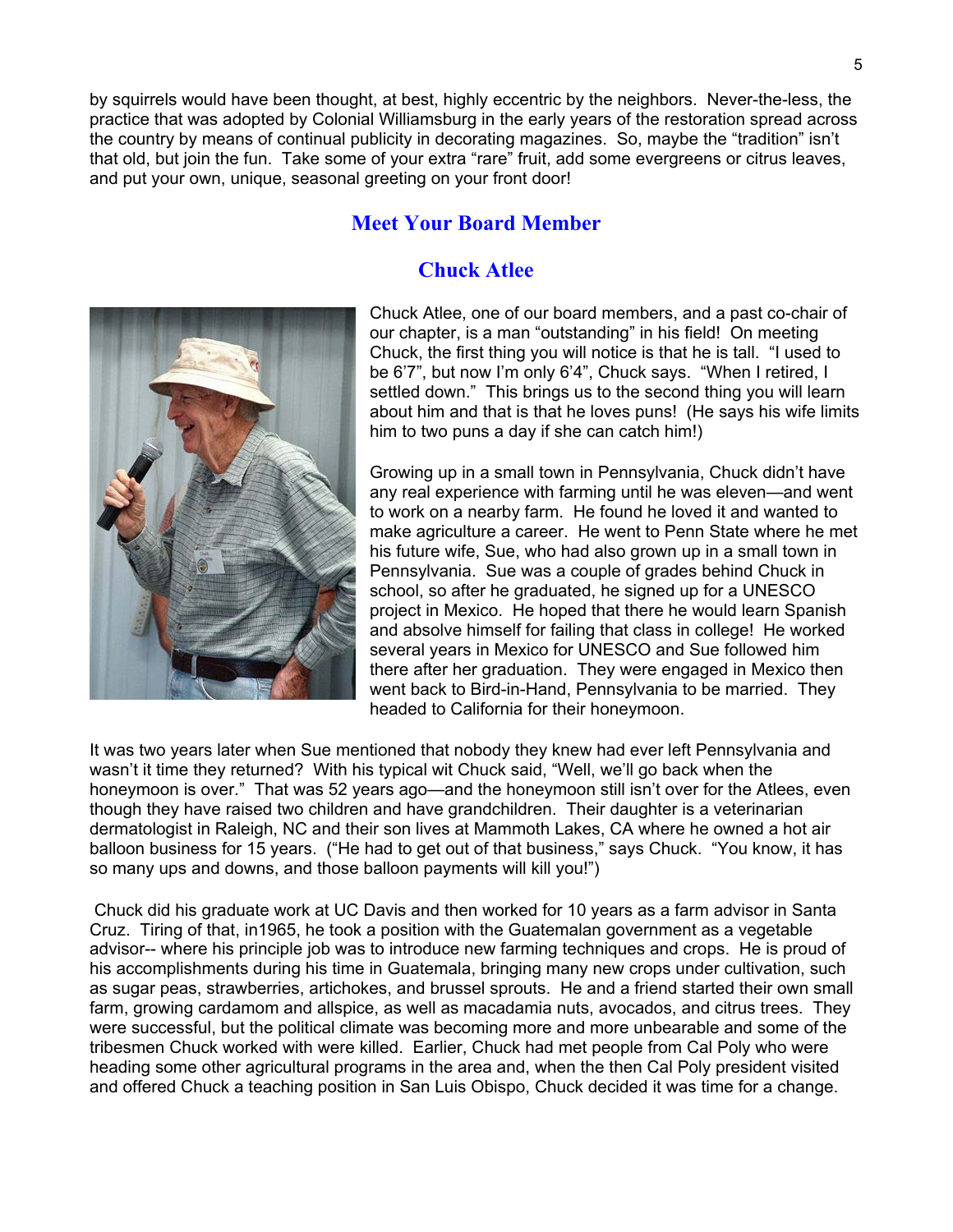by squirrels would have been thought, at best, highly eccentric by the neighbors. Never-the-less, the practice that was adopted by Colonial Williamsburg in the early years of the restoration spread across the country by means of continual publicity in decorating magazines. So, maybe the "tradition" isn't that old, but join the fun. Take some of your extra "rare" fruit, add some evergreens or citrus leaves, and put your own, unique, seasonal greeting on your front door!

## Meet Your Board Member

## Chuck Atlee

Chuck Atlee, one of our board members, and a past co-chair of our chapter, is a man "outstanding" in his field! On meeting Chuck, the first thing you will notice is that he is tall. "I used to be 6'7", but now I'm only 6'4", Chuck says. "When I retired, I settled down." This brings us to the second thing you will learn about him and that is that he loves puns! (He says his wife limits him to two puns a day if she can catch him!)

Growing up in a small town in Pennsylvania, Chuck didn't have any real experience with farming until he was eleven—and went to work on a nearby farm. He found he loved it and wanted to make agriculture a career. He went to Penn State where he met his future wife, Sue, who had also grown up in a small town in Pennsylvania. Sue was a couple of grades behind Chuck in school, so after he graduated, he signed up for a UNESCO project in Mexico. He hoped that there he would learn Spanish and absolve himself for failing that class in college! He worked several years in Mexico for UNESCO and Sue followed him there after her graduation. They were engaged in Mexico then went back to Bird-in-Hand, Pennsylvania to be married. They headed to California for their honeymoon.

It was two years later when Sue mentioned that nobody they knew had ever left Pennsylvania and wasn't it time they returned? With his typical wit Chuck said, "Well, we'll go back when the honeymoon is over." That was 52 years ago—and the honeymoon still isn't over for the Atlees, even though they have raised two children and have grandchildren. Their daughter is a veterinarian dermatologist in Raleigh, NC and their son lives at Mammoth Lakes, CA where he owned a hot air balloon business for 15 years. ("He had to get out of that business," says Chuck. "You know, it has so many ups and downs, and those balloon payments will kill you!")

Chuck did his graduate work at UC Davis and then worked for 10 years as a farm advisor in Santa Cruz. Tiring of that, in1965, he took a position with the Guatemalan government as a vegetable advisor-- where his principle job was to introduce new farming techniques and crops. He is proud of his accomplishments during his time in Guatemala, bringing many new crops under cultivation, such as sugar peas, strawberries, artichokes, and brussel sprouts. He and a friend started their own small farm, growing cardamom and allspice, as well as macadamia nuts, avocados, and citrus trees. They were successful, but the political climate was becoming more and more unbearable and some of the tribesmen Chuck worked with were killed. Earlier, Chuck had met people from Cal Poly who were heading some other agricultural programs in the area and, when the then Cal Poly president visited and offered Chuck a teaching position in San Luis Obispo, Chuck decided it was time for a change.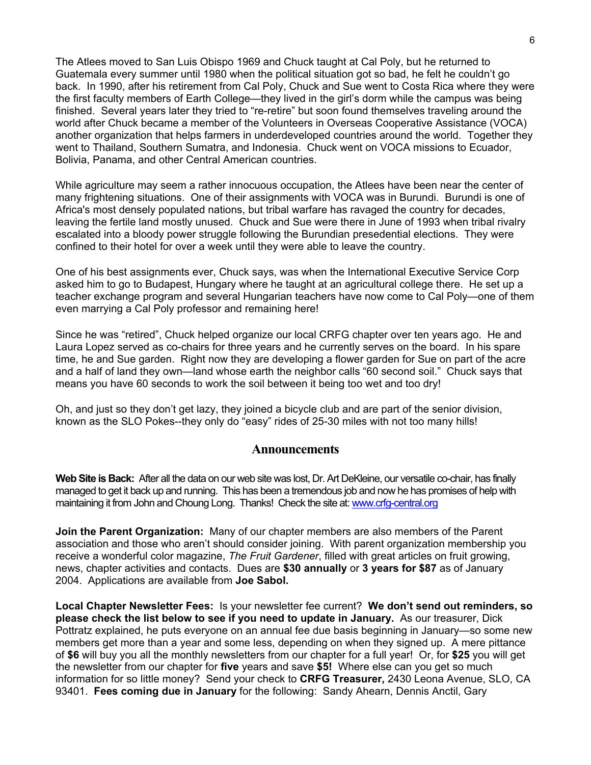The Atlees moved to San Luis Obispo 1969 and Chuck taught at Cal Poly, but he returned to Guatemala every summer until 1980 when the political situation got so bad, he felt he couldn't go back. In 1990, after his retirement from Cal Poly, Chuck and Sue went to Costa Rica where they were the first faculty members of Earth College—they lived in the girl's dorm while the campus was being finished. Several years later they tried to "re-retire" but soon found themselves traveling around the world after Chuck became a member of the Volunteers in Overseas Cooperative Assistance (VOCA) another organization that helps farmers in underdeveloped countries around the world. Together they went to Thailand, Southern Sumatra, and Indonesia. Chuck went on VOCA missions to Ecuador, Bolivia, Panama, and other Central American countries.

While agriculture may seem a rather innocuous occupation, the Atlees have been near the center of many frightening situations. One of their assignments with VOCA was in Burundi. Burundi is one of Africa's most densely populated nations, but tribal warfare has ravaged the country for decades, leaving the fertile land mostly unused. Chuck and Sue were there in June of 1993 when tribal rivalry escalated into a bloody power struggle following the Burundian presedential elections. They were confined to their hotel for over a week until they were able to leave the country.

One of his best assignments ever, Chuck says, was when the International Executive Service Corp asked him to go to Budapest, Hungary where he taught at an agricultural college there. He set up a teacher exchange program and several Hungarian teachers have now come to Cal Poly—one of them even marrying a Cal Poly professor and remaining here!

Since he was "retired", Chuck helped organize our local CRFG chapter over ten years ago. He and Laura Lopez served as co-chairs for three years and he currently serves on the board. In his spare time, he and Sue garden. Right now they are developing a flower garden for Sue on part of the acre and a half of land they own—land whose earth the neighbor calls "60 second soil." Chuck says that means you have 60 seconds to work the soil between it being too wet and too dry!

Oh, and just so they don't get lazy, they joined a bicycle club and are part of the senior division, known as the SLO Pokes--they only do "easy" rides of 25-30 miles with not too many hills!

## Announcements

**Web Site is Back:** After all the data on our web site was lost, Dr. Art DeKleine, our versatile co-chair, has finally managed to get it back up and running. This has been a tremendous job and now he has promises of help with maintaining it from John and Choung Long. Thanks! Check the site at: www.crfg-central.org

**Join the Parent Organization:** Many of our chapter members are also members of the Parent association and those who aren't should consider joining. With parent organization membership you receive a wonderful color magazine, *The Fruit Gardener*, filled with great articles on fruit growing, news, chapter activities and contacts. Dues are **$30 annually** or **3 years for $87** as of January 2004. Applications are available from **Joe Sabol.**

**Local Chapter Newsletter Fees:** Is your newsletter fee current? **We don't send out reminders, so please check the list below to see if you need to update in January.** As our treasurer, Dick Pottratz explained, he puts everyone on an annual fee due basis beginning in January—so some new members get more than a year and some less, depending on when they signed up. A mere pittance of **$6** will buy you all the monthly newsletters from our chapter for a full year! Or, for **$25** you will get the newsletter from our chapter for **five** years and save **$5!** Where else can you get so much information for so little money? Send your check to **CRFG Treasurer,** 2430 Leona Avenue, SLO, CA 93401. **Fees coming due in January** for the following: Sandy Ahearn, Dennis Anctil, Gary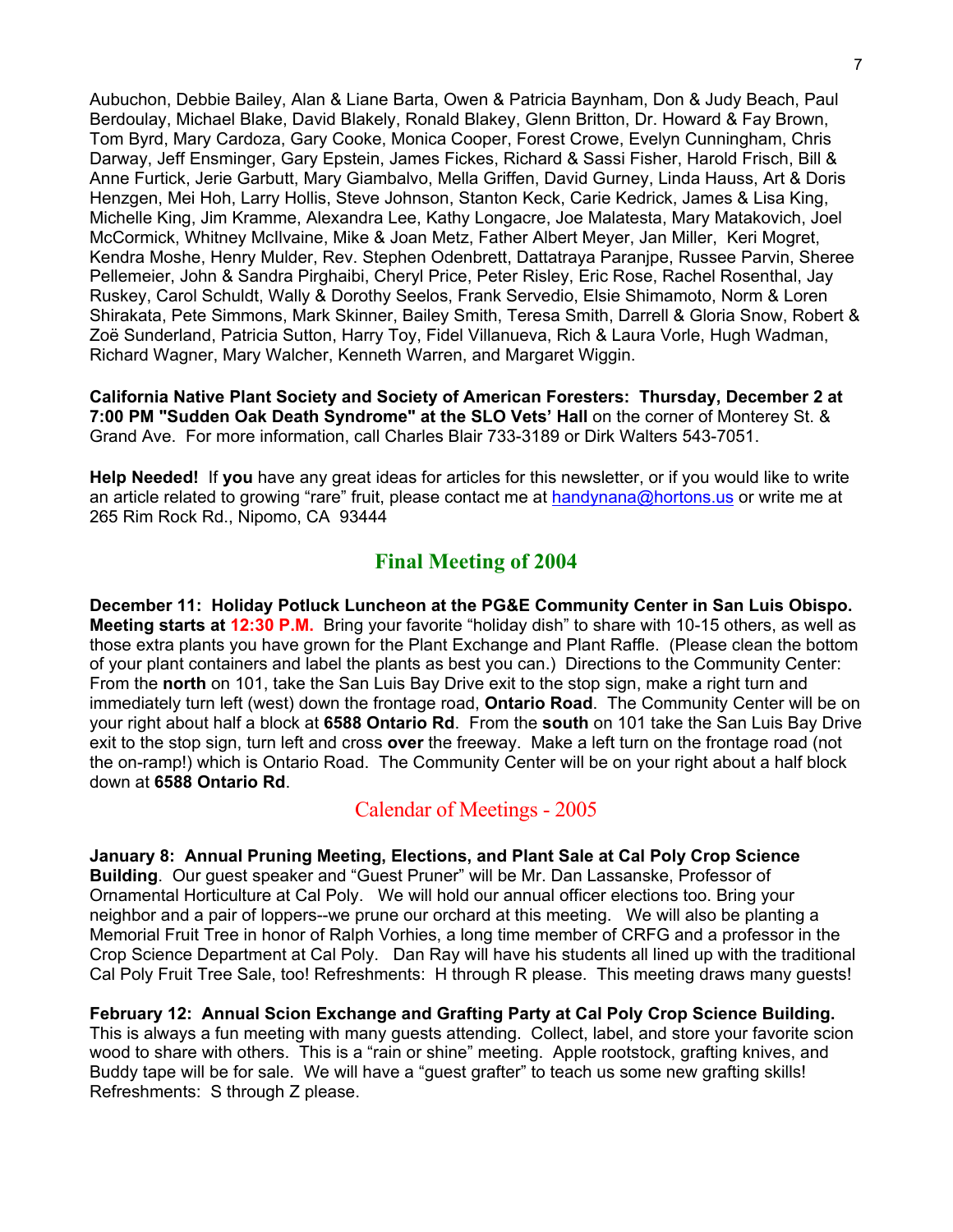Aubuchon, Debbie Bailey, Alan & Liane Barta, Owen & Patricia Baynham, Don & Judy Beach, Paul Berdoulay, Michael Blake, David Blakely, Ronald Blakey, Glenn Britton, Dr. Howard & Fay Brown, Tom Byrd, Mary Cardoza, Gary Cooke, Monica Cooper, Forest Crowe, Evelyn Cunningham, Chris Darway, Jeff Ensminger, Gary Epstein, James Fickes, Richard & Sassi Fisher, Harold Frisch, Bill & Anne Furtick, Jerie Garbutt, Mary Giambalvo, Mella Griffen, David Gurney, Linda Hauss, Art & Doris Henzgen, Mei Hoh, Larry Hollis, Steve Johnson, Stanton Keck, Carie Kedrick, James & Lisa King, Michelle King, Jim Kramme, Alexandra Lee, Kathy Longacre, Joe Malatesta, Mary Matakovich, Joel McCormick, Whitney McIlvaine, Mike & Joan Metz, Father Albert Meyer, Jan Miller, Keri Mogret, Kendra Moshe, Henry Mulder, Rev. Stephen Odenbrett, Dattatraya Paranjpe, Russee Parvin, Sheree Pellemeier, John & Sandra Pirghaibi, Cheryl Price, Peter Risley, Eric Rose, Rachel Rosenthal, Jay Ruskey, Carol Schuldt, Wally & Dorothy Seelos, Frank Servedio, Elsie Shimamoto, Norm & Loren Shirakata, Pete Simmons, Mark Skinner, Bailey Smith, Teresa Smith, Darrell & Gloria Snow, Robert & Zoë Sunderland, Patricia Sutton, Harry Toy, Fidel Villanueva, Rich & Laura Vorle, Hugh Wadman, Richard Wagner, Mary Walcher, Kenneth Warren, and Margaret Wiggin.

**California Native Plant Society and Society of American Foresters: Thursday, December 2 at 7:00 PM "Sudden Oak Death Syndrome" at the SLO Vets' Hall** on the corner of Monterey St. & Grand Ave. For more information, call Charles Blair 733-3189 or Dirk Walters 543-7051.

**Help Needed!** If **you** have any great ideas for articles for this newsletter, or if you would like to write an article related to growing "rare" fruit, please contact me at handynana@hortons.us or write me at 265 Rim Rock Rd., Nipomo, CA 93444

## Final Meeting of 2004

**December 11: Holiday Potluck Luncheon at the PG&E Community Center in San Luis Obispo. Meeting starts at 12:30 P.M.** Bring your favorite "holiday dish" to share with 10-15 others, as well as those extra plants you have grown for the Plant Exchange and Plant Raffle. (Please clean the bottom of your plant containers and label the plants as best you can.) Directions to the Community Center: From the **north** on 101, take the San Luis Bay Drive exit to the stop sign, make a right turn and immediately turn left (west) down the frontage road, **Ontario Road**. The Community Center will be on your right about half a block at **6588 Ontario Rd**. From the **south** on 101 take the San Luis Bay Drive exit to the stop sign, turn left and cross **over** the freeway. Make a left turn on the frontage road (not the on-ramp!) which is Ontario Road. The Community Center will be on your right about a half block down at **6588 Ontario Rd**.

## Calendar of Meetings - 2005

**January 8: Annual Pruning Meeting, Elections, and Plant Sale at Cal Poly Crop Science Building**. Our guest speaker and "Guest Pruner" will be Mr. Dan Lassanske, Professor of Ornamental Horticulture at Cal Poly. We will hold our annual officer elections too. Bring your neighbor and a pair of loppers--we prune our orchard at this meeting. We will also be planting a Memorial Fruit Tree in honor of Ralph Vorhies, a long time member of CRFG and a professor in the Crop Science Department at Cal Poly. Dan Ray will have his students all lined up with the traditional Cal Poly Fruit Tree Sale, too! Refreshments: H through R please. This meeting draws many guests!

**February 12: Annual Scion Exchange and Grafting Party at Cal Poly Crop Science Building.** This is always a fun meeting with many guests attending. Collect, label, and store your favorite scion wood to share with others. This is a "rain or shine" meeting. Apple rootstock, grafting knives, and Buddy tape will be for sale. We will have a "guest grafter" to teach us some new grafting skills! Refreshments: S through Z please.